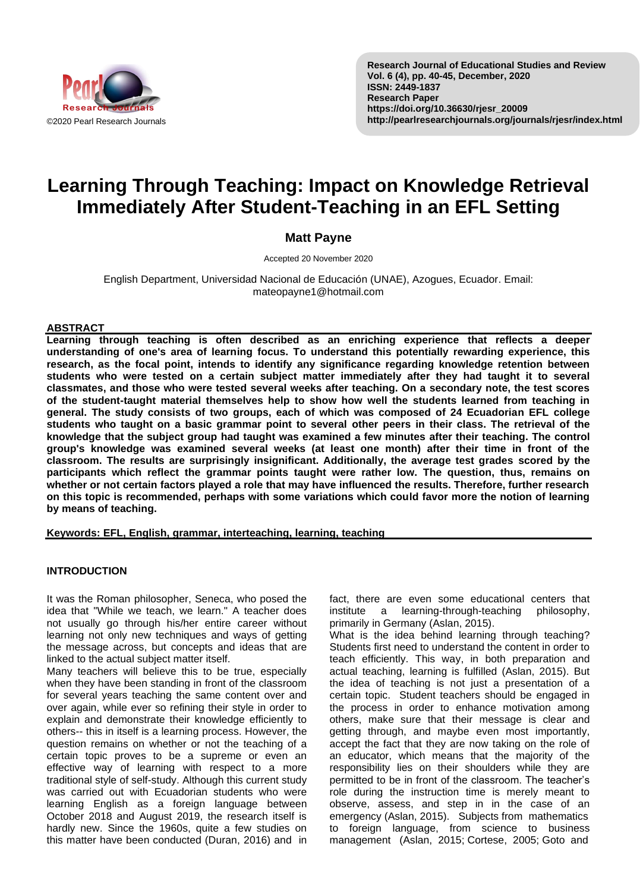# Learning Through Teaching: Impact on Knowledge Retrieval Immediately After Student-Teaching in an EFL Setting

**Matt Payne**

Accepted 20 November 2020

English Department, Universidad Nacional de Educación (UNAE), Azogues, Ecuador. Email: mateopayne1@hotmail.com

## ABSTRACT

**Learning through teaching is often described as an enriching experience that reflects a deeper understanding of one's area of learning focus. To understand this potentially rewarding experience, this research, as the focal point, intends to identify any significance regarding knowledge retention between students who were tested on a certain subject matter immediately after they had taught it to several classmates, and those who were tested several weeks after teaching. On a secondary note, the test scores of the student-taught material themselves help to show how well the students learned from teaching in general. The study consists of two groups, each of which was composed of 24 Ecuadorian EFL college students who taught on a basic grammar point to several other peers in their class. The retrieval of the knowledge that the subject group had taught was examined a few minutes after their teaching. The control group's knowledge was examined several weeks (at least one month) after their time in front of the classroom. The results are surprisingly insignificant. Additionally, the average test grades scored by the participants which reflect the grammar points taught were rather low. The question, thus, remains on whether or not certain factors played a role that may have influenced the results. Therefore, further research on this topic is recommended, perhaps with some variations which could favor more the notion of learning by means of teaching.**

**Keywords: EFL, English, grammar, interteaching, learning, teaching**

## INTRODUCTION

It was the Roman philosopher, Seneca, who posed the idea that "While we teach, we learn." A teacher does not usually go through his/her entire career without learning not only new techniques and ways of getting the message across, but concepts and ideas that are linked to the actual subject matter itself.

Many teachers will believe this to be true, especially when they have been standing in front of the classroom for several years teaching the same content over and over again, while ever so refining their style in order to explain and demonstrate their knowledge efficiently to others-- this in itself is a learning process. However, the question remains on whether or not the teaching of a certain topic proves to be a supreme or even an effective way of learning with respect to a more traditional style of self-study. Although this current study was carried out with Ecuadorian students who were learning English as a foreign language between October 2018 and August 2019, the research itself is hardly new. Since the 1960s, quite a few studies on this matter have been conducted (Duran, 2016) and in fact, there are even some educational centers that institute a learning-through-teaching philosophy, primarily in Germany (Aslan, 2015).

What is the idea behind learning through teaching? Students first need to understand the content in order to teach efficiently. This way, in both preparation and actual teaching, learning is fulfilled (Aslan, 2015). But the idea of teaching is not just a presentation of a certain topic. Student teachers should be engaged in the process in order to enhance motivation among others, make sure that their message is clear and getting through, and maybe even most importantly, accept the fact that they are now taking on the role of an educator, which means that the majority of the responsibility lies on their shoulders while they are permitted to be in front of the classroom. The teacher's role during the instruction time is merely meant to observe, assess, and step in in the case of an emergency (Aslan, 2015). Subjects from mathematics to foreign language, from science to business management (Aslan, 2015; Cortese, 2005; Goto and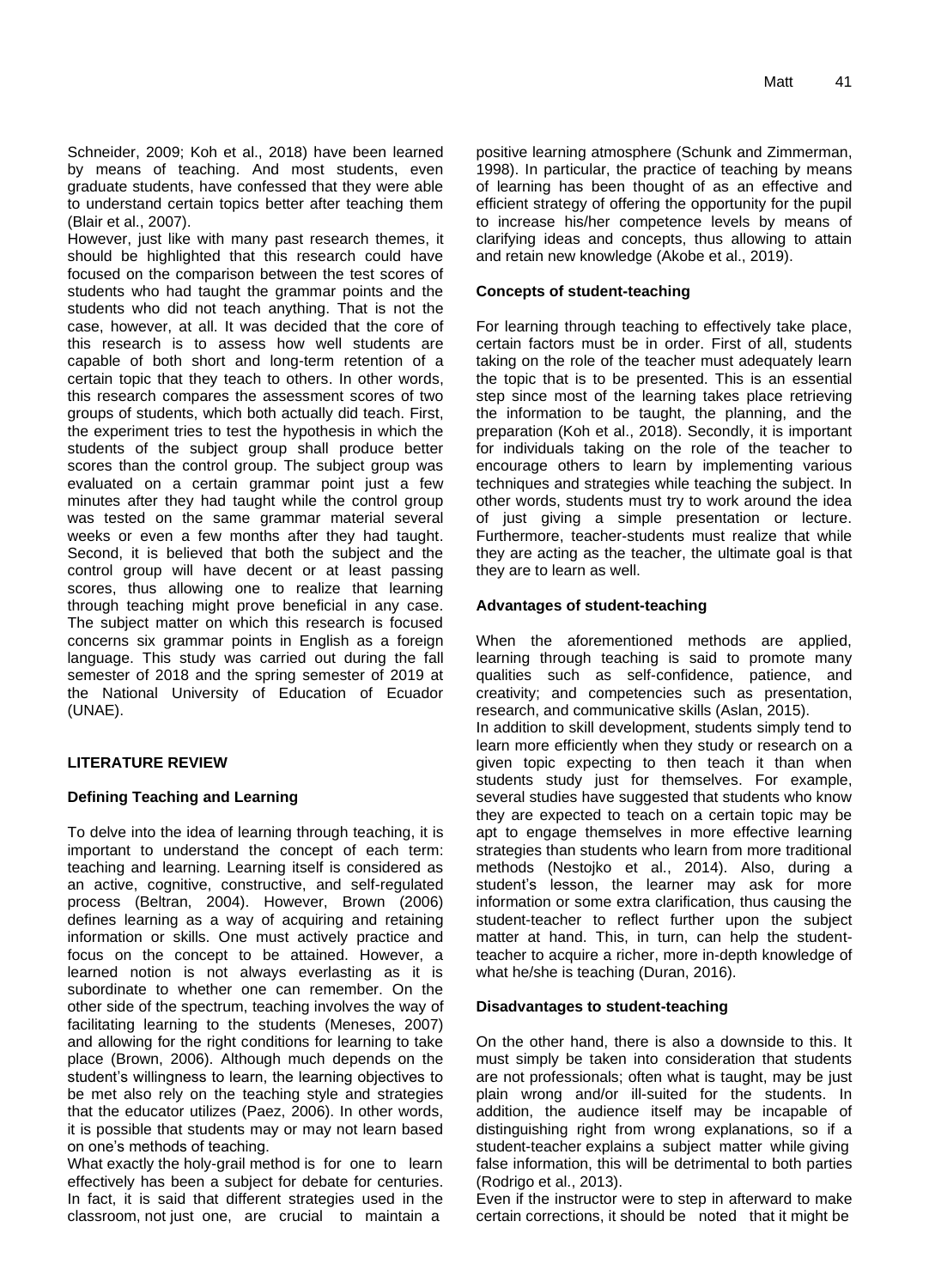Schneider, 2009; Koh et al., 2018) have been learned by means of teaching. And most students, even graduate students, have confessed that they were able to understand certain topics better after teaching them (Blair et al., 2007).

However, just like with many past research themes, it should be highlighted that this research could have focused on the comparison between the test scores of students who had taught the grammar points and the students who did not teach anything. That is not the case, however, at all. It was decided that the core of this research is to assess how well students are capable of both short and long-term retention of a certain topic that they teach to others. In other words, this research compares the assessment scores of two groups of students, which both actually did teach. First, the experiment tries to test the hypothesis in which the students of the subject group shall produce better scores than the control group. The subject group was evaluated on a certain grammar point just a few minutes after they had taught while the control group was tested on the same grammar material several weeks or even a few months after they had taught. Second, it is believed that both the subject and the control group will have decent or at least passing scores, thus allowing one to realize that learning through teaching might prove beneficial in any case. The subject matter on which this research is focused concerns six grammar points in English as a foreign language. This study was carried out during the fall semester of 2018 and the spring semester of 2019 at the National University of Education of Ecuador (UNAE).

## LITERATURE REVIEW

### Defining Teaching and Learning

To delve into the idea of learning through teaching, it is important to understand the concept of each term: teaching and learning. Learning itself is considered as an active, cognitive, constructive, and self-regulated process (Beltran, 2004). However, Brown (2006) defines learning as a way of acquiring and retaining information or skills. One must actively practice and focus on the concept to be attained. However, a learned notion is not always everlasting as it is subordinate to whether one can remember. On the other side of the spectrum, teaching involves the way of facilitating learning to the students (Meneses, 2007) and allowing for the right conditions for learning to take place (Brown, 2006). Although much depends on the student's willingness to learn, the learning objectives to be met also rely on the teaching style and strategies that the educator utilizes (Paez, 2006). In other words, it is possible that students may or may not learn based on one's methods of teaching.

What exactly the holy-grail method is for one to learn effectively has been a subject for debate for centuries. In fact, it is said that different strategies used in the classroom, not just one, are crucial to maintain a positive learning atmosphere (Schunk and Zimmerman, 1998). In particular, the practice of teaching by means of learning has been thought of as an effective and efficient strategy of offering the opportunity for the pupil to increase his/her competence levels by means of clarifying ideas and concepts, thus allowing to attain and retain new knowledge (Akobe et al., 2019).

### Concepts of student-teaching

For learning through teaching to effectively take place, certain factors must be in order. First of all, students taking on the role of the teacher must adequately learn the topic that is to be presented. This is an essential step since most of the learning takes place retrieving the information to be taught, the planning, and the preparation (Koh et al., 2018). Secondly, it is important for individuals taking on the role of the teacher to encourage others to learn by implementing various techniques and strategies while teaching the subject. In other words, students must try to work around the idea of just giving a simple presentation or lecture. Furthermore, teacher-students must realize that while they are acting as the teacher, the ultimate goal is that they are to learn as well.

### Advantages of student-teaching

When the aforementioned methods are applied, learning through teaching is said to promote many qualities such as self-confidence, patience, and creativity; and competencies such as presentation, research, and communicative skills (Aslan, 2015).

In addition to skill development, students simply tend to learn more efficiently when they study or research on a given topic expecting to then teach it than when students study just for themselves. For example, several studies have suggested that students who know they are expected to teach on a certain topic may be apt to engage themselves in more effective learning strategies than students who learn from more traditional methods (Nestojko et al., 2014). Also, during a student's lesson, the learner may ask for more information or some extra clarification, thus causing the student-teacher to reflect further upon the subject matter at hand. This, in turn, can help the student-teacher to acquire a richer, more in-depth knowledge of what he/she is teaching (Duran, 2016).

### Disadvantages to student-teaching

On the other hand, there is also a downside to this. It must simply be taken into consideration that students are not professionals; often what is taught, may be just plain wrong and/or ill-suited for the students. In addition, the audience itself may be incapable of distinguishing right from wrong explanations, so if a student-teacher explains a subject matter while giving false information, this will be detrimental to both parties (Rodrigo et al., 2013).

Even if the instructor were to step in afterward to make certain corrections, it should be noted that it might be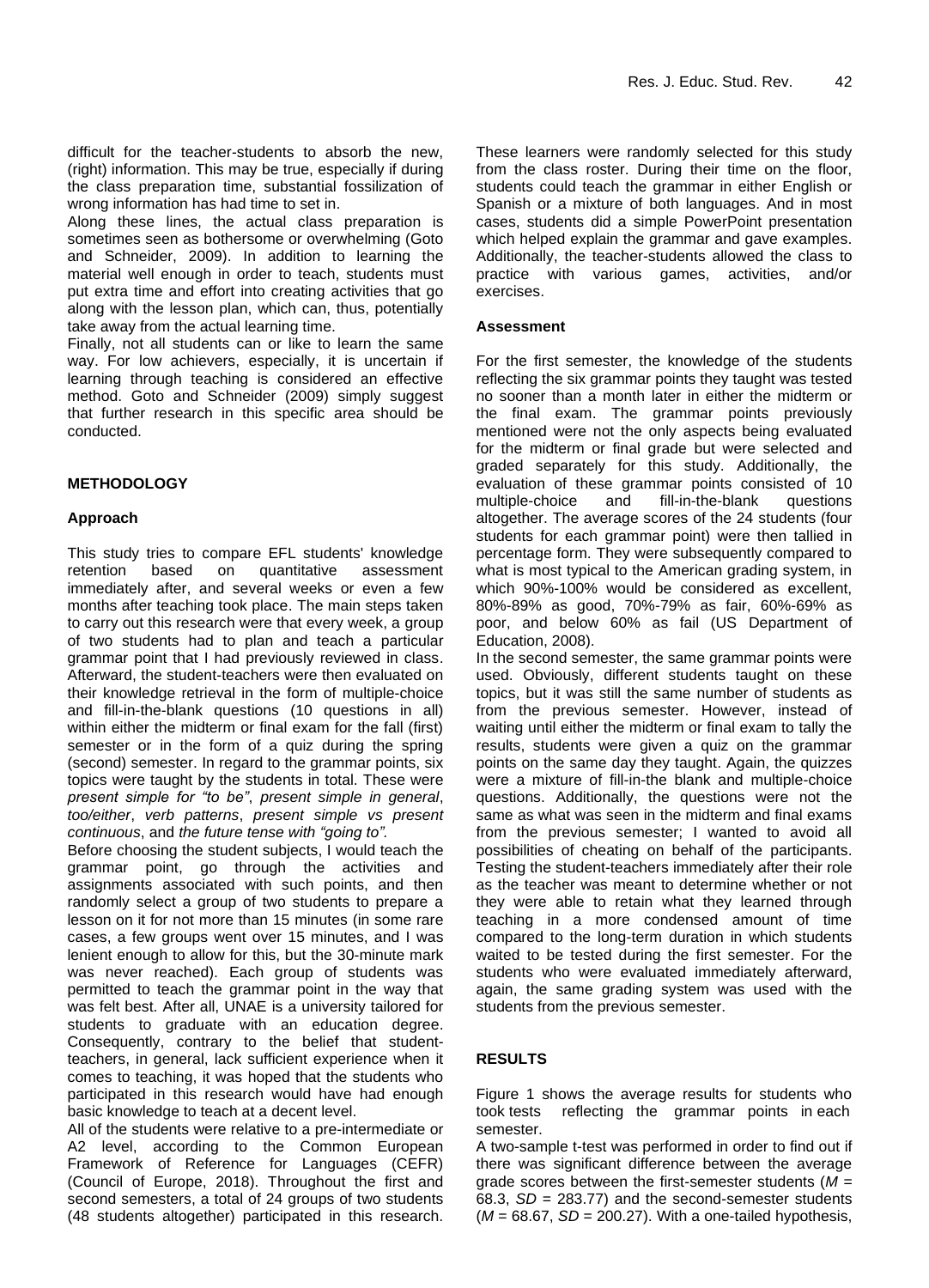difficult for the teacher-students to absorb the new, (right) information. This may be true, especially if during the class preparation time, substantial fossilization of wrong information has had time to set in.

Along these lines, the actual class preparation is sometimes seen as bothersome or overwhelming (Goto and Schneider, 2009). In addition to learning the material well enough in order to teach, students must put extra time and effort into creating activities that go along with the lesson plan, which can, thus, potentially take away from the actual learning time.

Finally, not all students can or like to learn the same way. For low achievers, especially, it is uncertain if learning through teaching is considered an effective method. Goto and Schneider (2009) simply suggest that further research in this specific area should be conducted.

## METHODOLOGY

### Approach

This study tries to compare EFL students' knowledge retention based on quantitative assessment immediately after, and several weeks or even a few months after teaching took place. The main steps taken to carry out this research were that every week, a group of two students had to plan and teach a particular grammar point that I had previously reviewed in class. Afterward, the student-teachers were then evaluated on their knowledge retrieval in the form of multiple-choice and fill-in-the-blank questions (10 questions in all) within either the midterm or final exam for the fall (first) semester or in the form of a quiz during the spring (second) semester. In regard to the grammar points, six topics were taught by the students in total. These were *present simple for "to be"*, *present simple in general*, *too/either*, *verb patterns*, *present simple vs present continuous*, and *the future tense with "going to"*.

Before choosing the student subjects, I would teach the grammar point, go through the activities and assignments associated with such points, and then randomly select a group of two students to prepare a lesson on it for not more than 15 minutes (in some rare cases, a few groups went over 15 minutes, and I was lenient enough to allow for this, but the 30-minute mark was never reached). Each group of students was permitted to teach the grammar point in the way that was felt best. After all, UNAE is a university tailored for students to graduate with an education degree. Consequently, contrary to the belief that student-teachers, in general, lack sufficient experience when it comes to teaching, it was hoped that the students who participated in this research would have had enough basic knowledge to teach at a decent level.

All of the students were relative to a pre-intermediate or A2 level, according to the Common European Framework of Reference for Languages (CEFR) (Council of Europe, 2018). Throughout the first and second semesters, a total of 24 groups of two students (48 students altogether) participated in this research. These learners were randomly selected for this study from the class roster. During their time on the floor, students could teach the grammar in either English or Spanish or a mixture of both languages. And in most cases, students did a simple PowerPoint presentation which helped explain the grammar and gave examples. Additionally, the teacher-students allowed the class to practice with various games, activities, and/or exercises.

### Assessment

For the first semester, the knowledge of the students reflecting the six grammar points they taught was tested no sooner than a month later in either the midterm or the final exam. The grammar points previously mentioned were not the only aspects being evaluated for the midterm or final grade but were selected and graded separately for this study. Additionally, the evaluation of these grammar points consisted of 10 multiple-choice and fill-in-the-blank questions altogether. The average scores of the 24 students (four students for each grammar point) were then tallied in percentage form. They were subsequently compared to what is most typical to the American grading system, in which 90%-100% would be considered as excellent, 80%-89% as good, 70%-79% as fair, 60%-69% as poor, and below 60% as fail (US Department of Education, 2008).

In the second semester, the same grammar points were used. Obviously, different students taught on these topics, but it was still the same number of students as from the previous semester. However, instead of waiting until either the midterm or final exam to tally the results, students were given a quiz on the grammar points on the same day they taught. Again, the quizzes were a mixture of fill-in-the blank and multiple-choice questions. Additionally, the questions were not the same as what was seen in the midterm and final exams from the previous semester; I wanted to avoid all possibilities of cheating on behalf of the participants. Testing the student-teachers immediately after their role as the teacher was meant to determine whether or not they were able to retain what they learned through teaching in a more condensed amount of time compared to the long-term duration in which students waited to be tested during the first semester. For the students who were evaluated immediately afterward, again, the same grading system was used with the students from the previous semester.

## RESULTS

Figure 1 shows the average results for students who took tests reflecting the grammar points in each semester.

A two-sample t-test was performed in order to find out if there was significant difference between the average grade scores between the first-semester students ($M$ = 68.3, $SD$ = 283.77) and the second-semester students ($M$ = 68.67, $SD$ = 200.27). With a one-tailed hypothesis,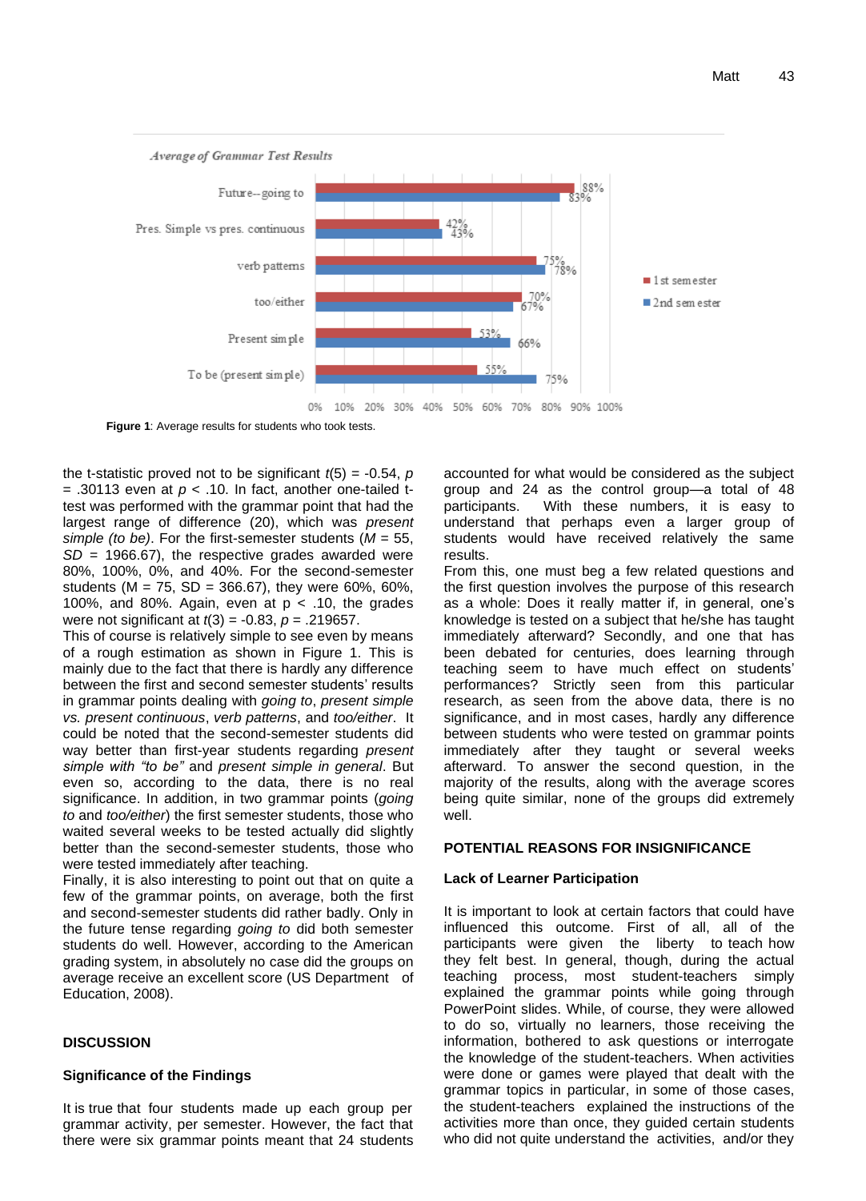Average of Grammar Test Results

| Grammar point | 1st semester | 2nd semester |
|---|---|---|
| Future--going to | 88% | 83% |
| Pres. Simple vs pres. continuous | 42% | 43% |
| verb patterns | 75% | 78% |
| too/either | 70% | 67% |
| Present simple | 53% | 66% |
| To be (present simple) | 55% | 75% |

**Figure 1**: Average results for students who took tests.

the t-statistic proved not to be significant $t(5) = -0.54$, $p = .30113$ even at $p < .10$. In fact, another one-tailed t-test was performed with the grammar point that had the largest range of difference (20), which was *present simple (to be)*. For the first-semester students ($M = 55$, $SD = 1966.67$), the respective grades awarded were 80%, 100%, 0%, and 40%. For the second-semester students ($M = 75$, $SD = 366.67$), they were 60%, 60%, 100%, and 80%. Again, even at $p < .10$, the grades were not significant at $t(3) = -0.83$, $p = .219657$.

This of course is relatively simple to see even by means of a rough estimation as shown in Figure 1. This is mainly due to the fact that there is hardly any difference between the first and second semester students' results in grammar points dealing with *going to*, *present simple vs. present continuous*, *verb patterns*, and *too/either*. It could be noted that the second-semester students did way better than first-year students regarding *present simple with "to be"* and *present simple in general*. But even so, according to the data, there is no real significance. In addition, in two grammar points (*going to* and *too/either*) the first semester students, those who waited several weeks to be tested actually did slightly better than the second-semester students, those who were tested immediately after teaching.

Finally, it is also interesting to point out that on quite a few of the grammar points, on average, both the first and second-semester students did rather badly. Only in the future tense regarding *going to* did both semester students do well. However, according to the American grading system, in absolutely no case did the groups on average receive an excellent score (US Department of Education, 2008).

## DISCUSSION

### Significance of the Findings

It is true that four students made up each group per grammar activity, per semester. However, the fact that there were six grammar points meant that 24 students accounted for what would be considered as the subject group and 24 as the control group—a total of 48 participants. With these numbers, it is easy to understand that perhaps even a larger group of students would have received relatively the same results.

From this, one must beg a few related questions and the first question involves the purpose of this research as a whole: Does it really matter if, in general, one's knowledge is tested on a subject that he/she has taught immediately afterward? Secondly, and one that has been debated for centuries, does learning through teaching seem to have much effect on students' performances? Strictly seen from this particular research, as seen from the above data, there is no significance, and in most cases, hardly any difference between students who were tested on grammar points immediately after they taught or several weeks afterward. To answer the second question, in the majority of the results, along with the average scores being quite similar, none of the groups did extremely well.

## POTENTIAL REASONS FOR INSIGNIFICANCE

### Lack of Learner Participation

It is important to look at certain factors that could have influenced this outcome. First of all, all of the participants were given the liberty to teach how they felt best. In general, though, during the actual teaching process, most student-teachers simply explained the grammar points while going through PowerPoint slides. While, of course, they were allowed to do so, virtually no learners, those receiving the information, bothered to ask questions or interrogate the knowledge of the student-teachers. When activities were done or games were played that dealt with the grammar topics in particular, in some of those cases, the student-teachers explained the instructions of the activities more than once, they guided certain students who did not quite understand the activities, and/or they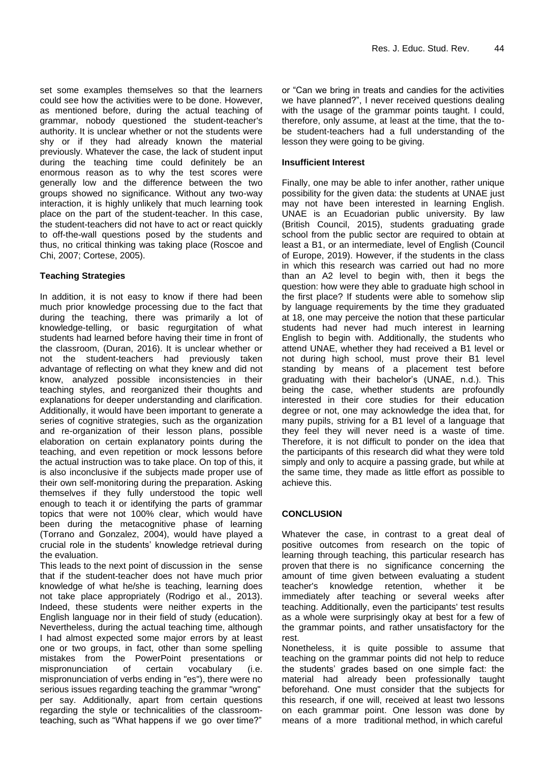set some examples themselves so that the learners could see how the activities were to be done. However, as mentioned before, during the actual teaching of grammar, nobody questioned the student-teacher's authority. It is unclear whether or not the students were shy or if they had already known the material previously. Whatever the case, the lack of student input during the teaching time could definitely be an enormous reason as to why the test scores were generally low and the difference between the two groups showed no significance. Without any two-way interaction, it is highly unlikely that much learning took place on the part of the student-teacher. In this case, the student-teachers did not have to act or react quickly to off-the-wall questions posed by the students and thus, no critical thinking was taking place (Roscoe and Chi, 2007; Cortese, 2005).

### Teaching Strategies

In addition, it is not easy to know if there had been much prior knowledge processing due to the fact that during the teaching, there was primarily a lot of knowledge-telling, or basic regurgitation of what students had learned before having their time in front of the classroom, (Duran, 2016). It is unclear whether or not the student-teachers had previously taken advantage of reflecting on what they knew and did not know, analyzed possible inconsistencies in their teaching styles, and reorganized their thoughts and explanations for deeper understanding and clarification. Additionally, it would have been important to generate a series of cognitive strategies, such as the organization and re-organization of their lesson plans, possible elaboration on certain explanatory points during the teaching, and even repetition or mock lessons before the actual instruction was to take place. On top of this, it is also inconclusive if the subjects made proper use of their own self-monitoring during the preparation. Asking themselves if they fully understood the topic well enough to teach it or identifying the parts of grammar topics that were not 100% clear, which would have been during the metacognitive phase of learning (Torrano and Gonzalez, 2004), would have played a crucial role in the students' knowledge retrieval during the evaluation.

This leads to the next point of discussion in the sense that if the student-teacher does not have much prior knowledge of what he/she is teaching, learning does not take place appropriately (Rodrigo et al., 2013). Indeed, these students were neither experts in the English language nor in their field of study (education). Nevertheless, during the actual teaching time, although I had almost expected some major errors by at least one or two groups, in fact, other than some spelling mistakes from the PowerPoint presentations or mispronunciation of certain vocabulary (i.e. mispronunciation of verbs ending in "es"), there were no serious issues regarding teaching the grammar "wrong" per say. Additionally, apart from certain questions regarding the style or technicalities of the classroom-teaching, such as "What happens if we go over time?" or "Can we bring in treats and candies for the activities we have planned?", I never received questions dealing with the usage of the grammar points taught. I could, therefore, only assume, at least at the time, that the to-be student-teachers had a full understanding of the lesson they were going to be giving.

### Insufficient Interest

Finally, one may be able to infer another, rather unique possibility for the given data: the students at UNAE just may not have been interested in learning English. UNAE is an Ecuadorian public university. By law (British Council, 2015), students graduating grade school from the public sector are required to obtain at least a B1, or an intermediate, level of English (Council of Europe, 2019). However, if the students in the class in which this research was carried out had no more than an A2 level to begin with, then it begs the question: how were they able to graduate high school in the first place? If students were able to somehow slip by language requirements by the time they graduated at 18, one may perceive the notion that these particular students had never had much interest in learning English to begin with. Additionally, the students who attend UNAE, whether they had received a B1 level or not during high school, must prove their B1 level standing by means of a placement test before graduating with their bachelor's (UNAE, n.d.). This being the case, whether students are profoundly interested in their core studies for their education degree or not, one may acknowledge the idea that, for many pupils, striving for a B1 level of a language that they feel they will never need is a waste of time. Therefore, it is not difficult to ponder on the idea that the participants of this research did what they were told simply and only to acquire a passing grade, but while at the same time, they made as little effort as possible to achieve this.

## CONCLUSION

Whatever the case, in contrast to a great deal of positive outcomes from research on the topic of learning through teaching, this particular research has proven that there is no significance concerning the amount of time given between evaluating a student teacher's knowledge retention, whether it be immediately after teaching or several weeks after teaching. Additionally, even the participants' test results as a whole were surprisingly okay at best for a few of the grammar points, and rather unsatisfactory for the rest.

Nonetheless, it is quite possible to assume that teaching on the grammar points did not help to reduce the students' grades based on one simple fact: the material had already been professionally taught beforehand. One must consider that the subjects for this research, if one will, received at least two lessons on each grammar point. One lesson was done by means of a more traditional method, in which careful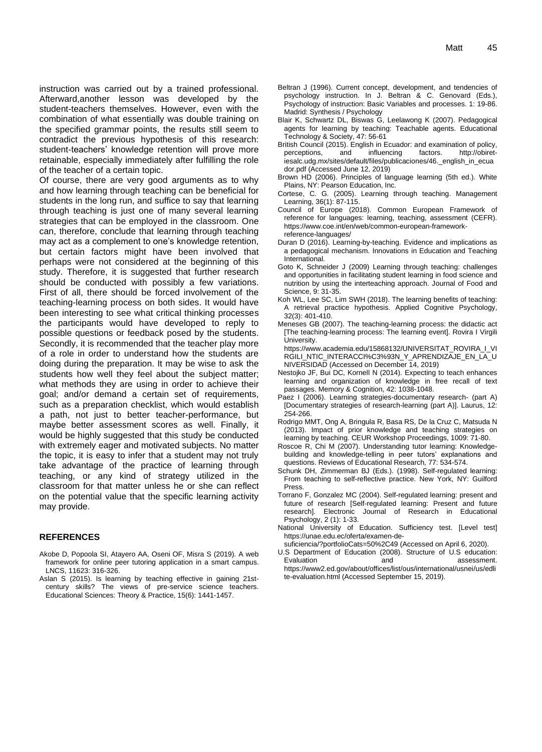instruction was carried out by a trained professional. Afterward,another lesson was developed by the student-teachers themselves. However, even with the combination of what essentially was double training on the specified grammar points, the results still seem to contradict the previous hypothesis of this research: student-teachers' knowledge retention will prove more retainable, especially immediately after fulfilling the role of the teacher of a certain topic.

Of course, there are very good arguments as to why and how learning through teaching can be beneficial for students in the long run, and suffice to say that learning through teaching is just one of many several learning strategies that can be employed in the classroom. One can, therefore, conclude that learning through teaching may act as a complement to one's knowledge retention, but certain factors might have been involved that perhaps were not considered at the beginning of this study. Therefore, it is suggested that further research should be conducted with possibly a few variations. First of all, there should be forced involvement of the teaching-learning process on both sides. It would have been interesting to see what critical thinking processes the participants would have developed to reply to possible questions or feedback posed by the students. Secondly, it is recommended that the teacher play more of a role in order to understand how the students are doing during the preparation. It may be wise to ask the students how well they feel about the subject matter; what methods they are using in order to achieve their goal; and/or demand a certain set of requirements, such as a preparation checklist, which would establish a path, not just to better teacher-performance, but maybe better assessment scores as well. Finally, it would be highly suggested that this study be conducted with extremely eager and motivated subjects. No matter the topic, it is easy to infer that a student may not truly take advantage of the practice of learning through teaching, or any kind of strategy utilized in the classroom for that matter unless he or she can reflect on the potential value that the specific learning activity may provide.

## REFERENCES

Akobe D, Popoola SI, Atayero AA, Oseni OF, Misra S (2019). A web framework for online peer tutoring application in a smart campus. LNCS, 11623: 316-326.

Aslan S (2015). Is learning by teaching effective in gaining 21st-century skills? The views of pre-service science teachers. Educational Sciences: Theory & Practice, 15(6): 1441-1457.

Beltran J (1996). Current concept, development, and tendencies of psychology instruction. In J. Beltran & C. Genovard (Eds.), Psychology of instruction: Basic Variables and processes. 1: 19-86. Madrid: Synthesis / Psychology

Blair K, Schwartz DL, Biswas G, Leelawong K (2007). Pedagogical agents for learning by teaching: Teachable agents. Educational Technology & Society, 47: 56-61

British Council (2015). English in Ecuador: and examination of policy, perceptions, and influencing factors. http://obiret-iesalc.udg.mx/sites/default/files/publicaciones/46._english_in_ecuador.pdf (Accessed June 12, 2019)

Brown HD (2006). Principles of language learning (5th ed.). White Plains, NY: Pearson Education, Inc.

Cortese, C. G. (2005). Learning through teaching. Management Learning, 36(1): 87-115.

Council of Europe (2018). Common European Framework of reference for languages: learning, teaching, assessment (CEFR). https://www.coe.int/en/web/common-european-framework-reference-languages/

Duran D (2016). Learning-by-teaching. Evidence and implications as a pedagogical mechanism. Innovations in Education and Teaching International.

Goto K, Schneider J (2009) Learning through teaching: challenges and opportunities in facilitating student learning in food science and nutrition by using the interteaching approach. Journal of Food and Science, 9: 31-35.

Koh WL, Lee SC, Lim SWH (2018). The learning benefits of teaching: A retrieval practice hypothesis. Applied Cognitive Psychology, 32(3): 401-410.

Meneses GB (2007). The teaching-learning process: the didactic act [The teaching-learning process: The learning event]. Rovira I Virgili University. https://www.academia.edu/15868132/UNIVERSITAT_ROVIRA_I_VIRGILI_NTIC_INTERACCI%C3%93N_Y_APRENDIZAJE_EN_LA_UNIVERSIDAD (Accessed on December 14, 2019)

Nestojko JF, Bui DC, Kornell N (2014). Expecting to teach enhances learning and organization of knowledge in free recall of text passages. Memory & Cognition, 42: 1038-1048.

Paez I (2006). Learning strategies-documentary research- (part A) [Documentary strategies of research-learning (part A)]. Laurus, 12: 254-266.

Rodrigo MMT, Ong A, Bringula R, Basa RS, De la Cruz C, Matsuda N (2013). Impact of prior knowledge and teaching strategies on learning by teaching. CEUR Workshop Proceedings, 1009: 71-80.

Roscoe R, Chi M (2007). Understanding tutor learning: Knowledge-building and knowledge-telling in peer tutors' explanations and questions. Reviews of Educational Research, 77: 534-574.

Schunk DH, Zimmerman BJ (Eds.). (1998). Self-regulated learning: From teaching to self-reflective practice. New York, NY: Guilford Press.

Torrano F, Gonzalez MC (2004). Self-regulated learning: present and future of research [Self-regulated learning: Present and future research]. Electronic Journal of Research in Educational Psychology, 2 (1): 1-33.

National University of Education. Sufficiency test. [Level test] https://unae.edu.ec/oferta/examen-de-suficiencia/?portfolioCats=50%2C49 (Accessed on April 6, 2020).

U.S Department of Education (2008). Structure of U.S education: Evaluation and assessment. https://www2.ed.gov/about/offices/list/ous/international/usnei/us/edlite-evaluation.html (Accessed September 15, 2019).